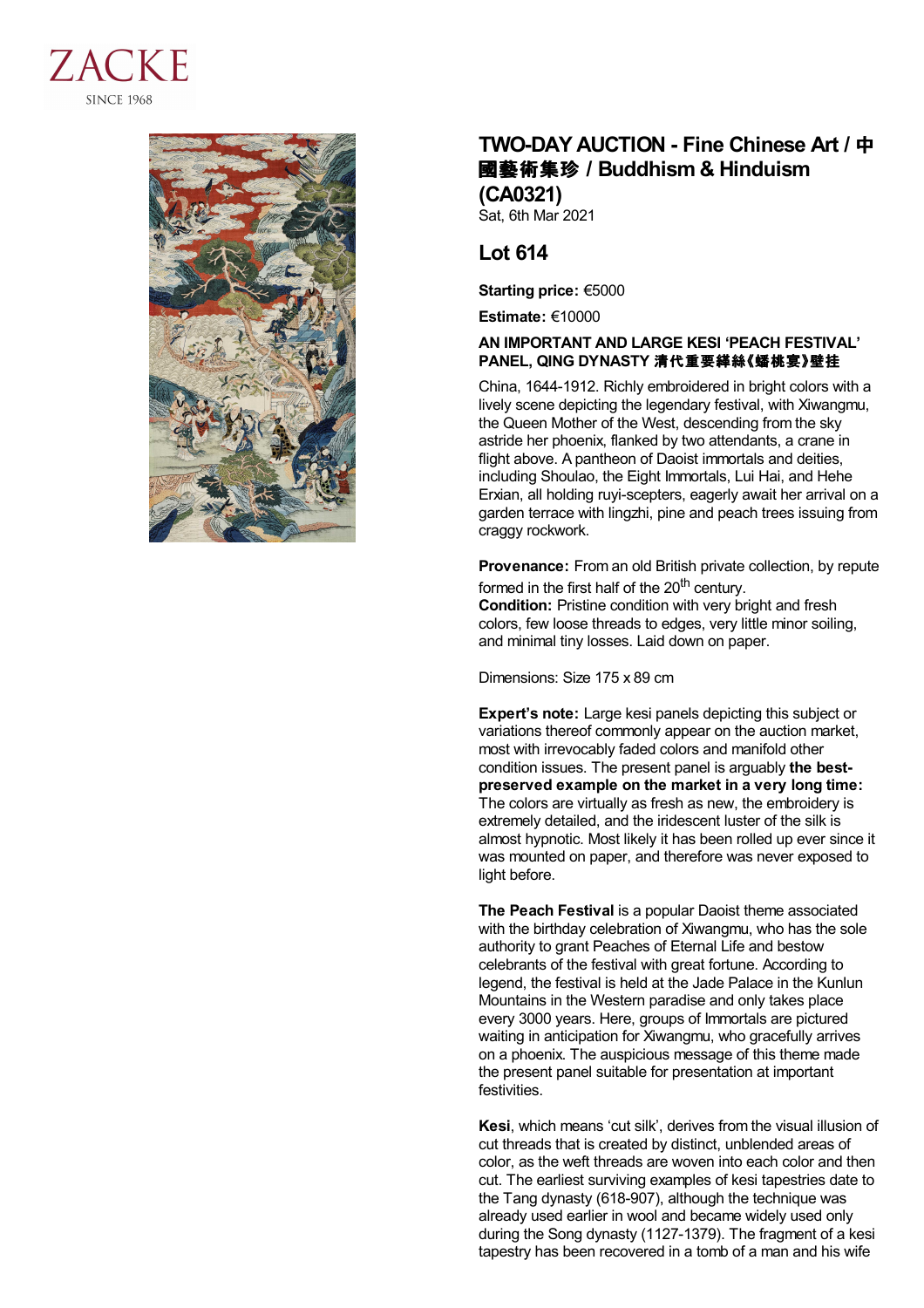ZACKE
SINCE 1968

# TWO-DAY AUCTION - Fine Chinese Art / 中國藝術集珍 / Buddhism & Hinduism (CA0321)

Sat, 6th Mar 2021

## Lot 614

**Starting price:** €5000

**Estimate:** €10000

**AN IMPORTANT AND LARGE KESI 'PEACH FESTIVAL' PANEL, QING DYNASTY 清代重要緙絲《蟠桃宴》壁挂**

China, 1644-1912. Richly embroidered in bright colors with a lively scene depicting the legendary festival, with Xiwangmu, the Queen Mother of the West, descending from the sky astride her phoenix, flanked by two attendants, a crane in flight above. A pantheon of Daoist immortals and deities, including Shoulao, the Eight Immortals, Lui Hai, and Hehe Erxian, all holding ruyi-scepters, eagerly await her arrival on a garden terrace with lingzhi, pine and peach trees issuing from craggy rockwork.

**Provenance:** From an old British private collection, by repute formed in the first half of the 20th century.
**Condition:** Pristine condition with very bright and fresh colors, few loose threads to edges, very little minor soiling, and minimal tiny losses. Laid down on paper.

Dimensions: Size 175 x 89 cm

**Expert's note:** Large kesi panels depicting this subject or variations thereof commonly appear on the auction market, most with irrevocably faded colors and manifold other condition issues. The present panel is arguably **the best-preserved example on the market in a very long time:** The colors are virtually as fresh as new, the embroidery is extremely detailed, and the iridescent luster of the silk is almost hypnotic. Most likely it has been rolled up ever since it was mounted on paper, and therefore was never exposed to light before.

**The Peach Festival** is a popular Daoist theme associated with the birthday celebration of Xiwangmu, who has the sole authority to grant Peaches of Eternal Life and bestow celebrants of the festival with great fortune. According to legend, the festival is held at the Jade Palace in the Kunlun Mountains in the Western paradise and only takes place every 3000 years. Here, groups of Immortals are pictured waiting in anticipation for Xiwangmu, who gracefully arrives on a phoenix. The auspicious message of this theme made the present panel suitable for presentation at important festivities.

**Kesi**, which means 'cut silk', derives from the visual illusion of cut threads that is created by distinct, unblended areas of color, as the weft threads are woven into each color and then cut. The earliest surviving examples of kesi tapestries date to the Tang dynasty (618-907), although the technique was already used earlier in wool and became widely used only during the Song dynasty (1127-1379). The fragment of a kesi tapestry has been recovered in a tomb of a man and his wife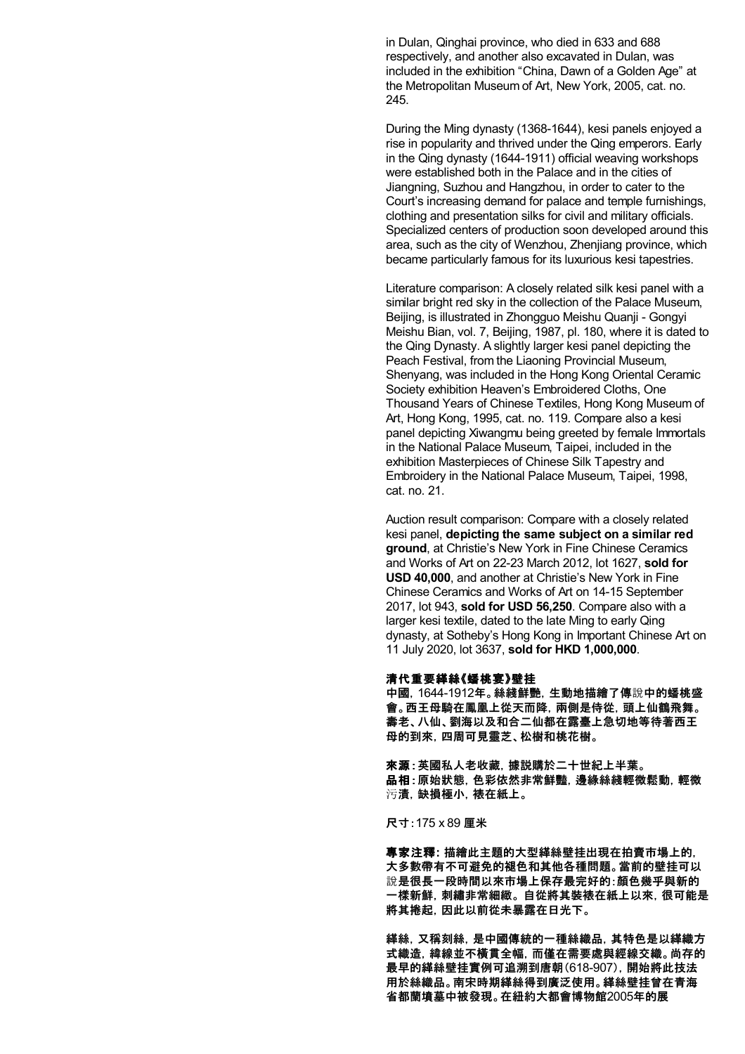in Dulan, Qinghai province, who died in 633 and 688 respectively, and another also excavated in Dulan, was included in the exhibition "China, Dawn of a Golden Age" at the Metropolitan Museum of Art, New York, 2005, cat. no. 245.

During the Ming dynasty (1368-1644), kesi panels enjoyed a rise in popularity and thrived under the Qing emperors. Early in the Qing dynasty (1644-1911) official weaving workshops were established both in the Palace and in the cities of Jiangning, Suzhou and Hangzhou, in order to cater to the Court's increasing demand for palace and temple furnishings, clothing and presentation silks for civil and military officials. Specialized centers of production soon developed around this area, such as the city of Wenzhou, Zhenjiang province, which became particularly famous for its luxurious kesi tapestries.

Literature comparison: A closely related silk kesi panel with a similar bright red sky in the collection of the Palace Museum, Beijing, is illustrated in Zhongguo Meishu Quanji - Gongyi Meishu Bian, vol. 7, Beijing, 1987, pl. 180, where it is dated to the Qing Dynasty. A slightly larger kesi panel depicting the Peach Festival, from the Liaoning Provincial Museum, Shenyang, was included in the Hong Kong Oriental Ceramic Society exhibition Heaven's Embroidered Cloths, One Thousand Years of Chinese Textiles, Hong Kong Museum of Art, Hong Kong, 1995, cat. no. 119. Compare also a kesi panel depicting Xiwangmu being greeted by female Immortals in the National Palace Museum, Taipei, included in the exhibition Masterpieces of Chinese Silk Tapestry and Embroidery in the National Palace Museum, Taipei, 1998, cat. no. 21.

Auction result comparison: Compare with a closely related kesi panel, **depicting the same subject on a similar red ground**, at Christie's New York in Fine Chinese Ceramics and Works of Art on 22-23 March 2012, lot 1627, **sold for USD 40,000**, and another at Christie's New York in Fine Chinese Ceramics and Works of Art on 14-15 September 2017, lot 943, **sold for USD 56,250**. Compare also with a larger kesi textile, dated to the late Ming to early Qing dynasty, at Sotheby's Hong Kong in Important Chinese Art on 11 July 2020, lot 3637, **sold for HKD 1,000,000**.

**清代重要緙絲《蟠桃宴》壁挂**

**中國，1644-1912年。絲綫鮮艷，生動地描繪了傳說中的蟠桃盛會。西王母騎在鳳凰上從天而降，兩側是侍從，頭上仙鶴飛舞。壽老、八仙、劉海以及和合二仙都在露臺上急切地等待著西王母的到來，四周可見靈芝、松樹和桃花樹。**

**來源：英國私人老收藏，據說購於二十世紀上半葉。**
**品相：原始狀態，色彩依然非常鮮豔，邊緣絲綫輕微鬆動，輕微污漬，缺損極小，裱在紙上。**

**尺寸：175 x 89 厘米**

**專家注釋：描繪此主題的大型緙絲壁挂出現在拍賣市場上的，大多數帶有不可避免的褪色和其他各種問題。當前的壁挂可以說是很長一段時間以來市場上保存最完好的：顏色幾乎與新的一樣新鮮，刺繡非常細緻。自從將其裝裱在紙上以來，很可能是將其捲起，因此以前從未暴露在日光下。**

**緙絲，又稱刻絲，是中國傳統的一種絲織品，其特色是以緯織方式織造，緯線並不橫貫全幅，而僅在需要處與經線交織。尚存的最早的緙絲壁挂實例可追溯到唐朝（618-907），開始將此技法用於絲織品。南宋時期緙絲得到廣泛使用。緙絲壁挂曾在青海省都蘭墳墓中被發現。在紐約大都會博物館2005年的展**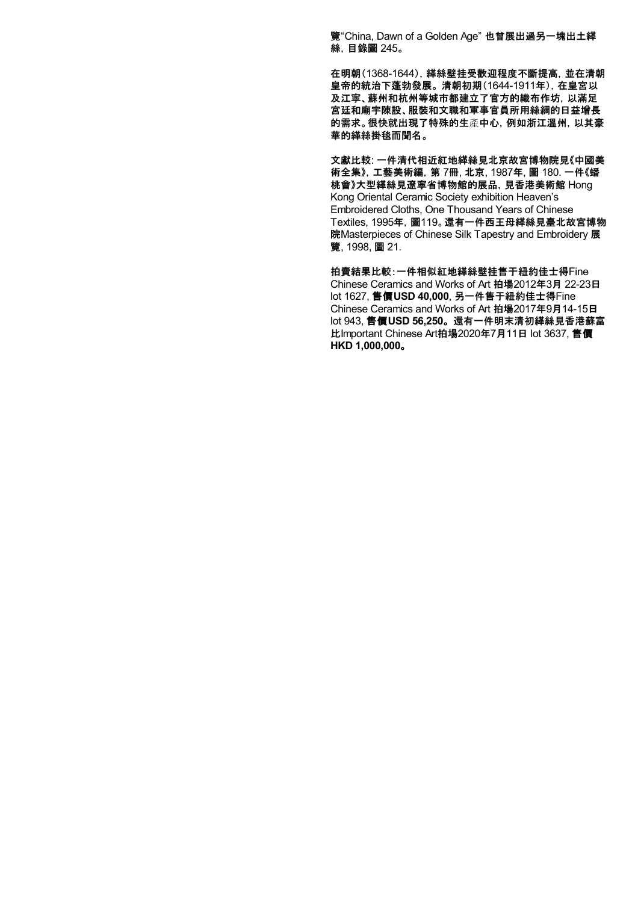覽“China, Dawn of a Golden Age” 也曾展出過另一塊出土緙絲，目錄圖 245。

在明朝（1368-1644），緙絲壁挂受歡迎程度不斷提高，並在清朝皇帝的統治下蓬勃發展。清朝初期（1644-1911年），在皇宮以及江寧、蘇州和杭州等城市都建立了官方的織布作坊，以滿足宮廷和廟宇陳設、服裝和文職和軍事官員所用絲綢的日益增長的需求。很快就出現了特殊的生產中心，例如浙江溫州，以其豪華的緙絲掛毯而聞名。

文獻比較：一件清代相近紅地緙絲見北京故宮博物院見《中國美術全集》，工藝美術編，第 7冊，北京，1987年，圖 180. 一件《蟠桃會》大型緙絲見遼寧省博物館的展品，見香港美術館 Hong Kong Oriental Ceramic Society exhibition Heaven's Embroidered Cloths, One Thousand Years of Chinese Textiles, 1995年，圖119。還有一件西王母緙絲見臺北故宮博物院Masterpieces of Chinese Silk Tapestry and Embroidery 展覽，1998，圖 21.

拍賣結果比較：一件相似紅地緙絲壁挂售于紐約佳士得Fine Chinese Ceramics and Works of Art 拍場2012年3月 22-23日 lot 1627，售價USD 40,000，另一件售于紐約佳士得Fine Chinese Ceramics and Works of Art 拍場2017年9月14-15日 lot 943，售價USD 56,250。還有一件明末清初緙絲見香港蘇富比Important Chinese Art拍場2020年7月11日 lot 3637，售價HKD 1,000,000。